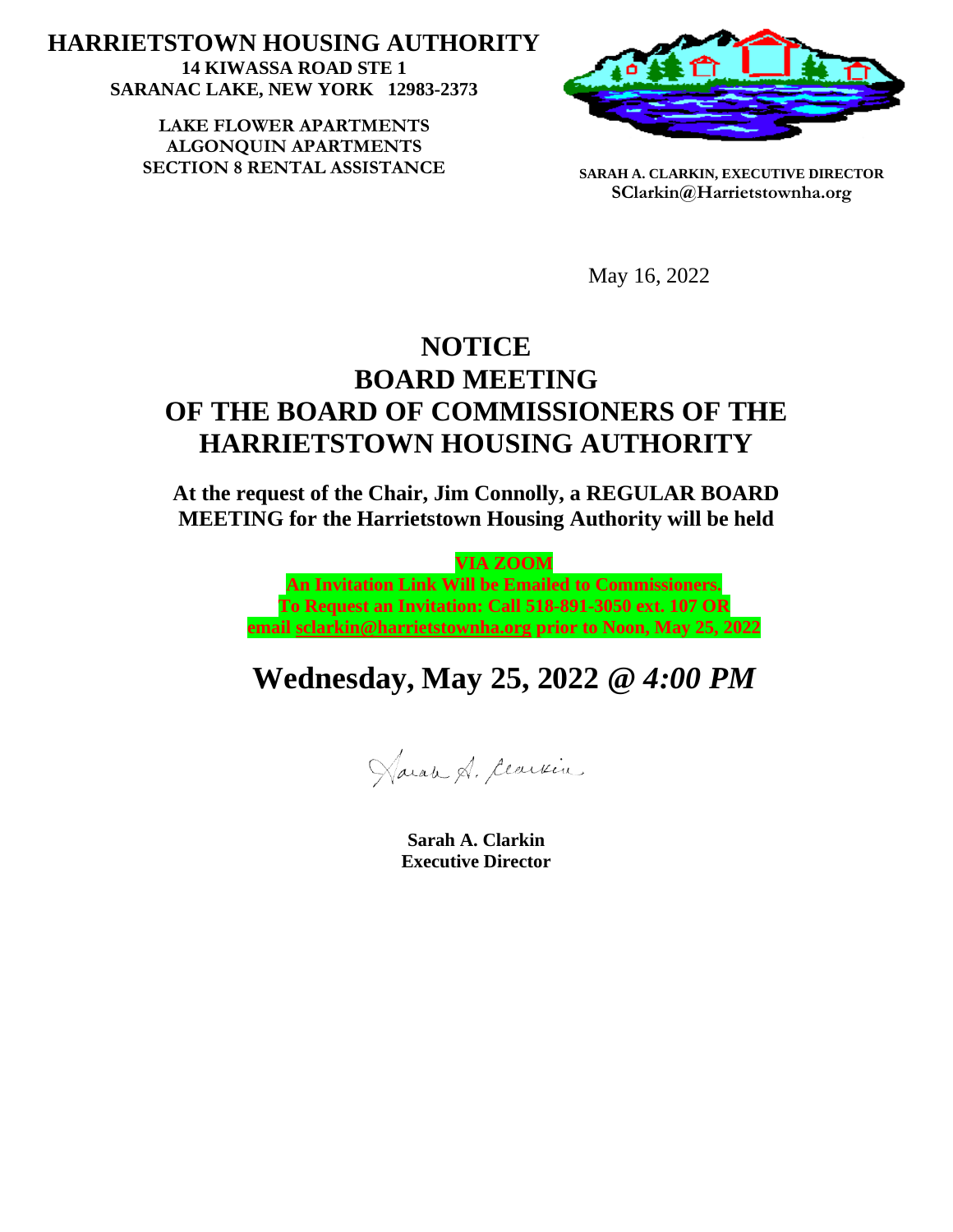**HARRIETSTOWN HOUSING AUTHORITY**
**14 KIWASSA ROAD STE 1**
**SARANAC LAKE, NEW YORK 12983-2373**

**LAKE FLOWER APARTMENTS**
**ALGONQUIN APARTMENTS**
**SECTION 8 RENTAL ASSISTANCE**

**SARAH A. CLARKIN, EXECUTIVE DIRECTOR**
**SClarkin@Harrietstownha.org**

May 16, 2022

# NOTICE
# BOARD MEETING
# OF THE BOARD OF COMMISSIONERS OF THE HARRIETSTOWN HOUSING AUTHORITY

**At the request of the Chair, Jim Connolly, a REGULAR BOARD MEETING for the Harrietstown Housing Authority will be held**

**VIA ZOOM**
**An Invitation Link Will be Emailed to Commissioners.**
**To Request an Invitation: Call 518-891-3050 ext. 107 OR email sclarkin@harrietstownha.org prior to Noon, May 25, 2022**

## Wednesday, May 25, 2022 @ *4:00 PM*

Sarah A. Clarkin

**Sarah A. Clarkin**
**Executive Director**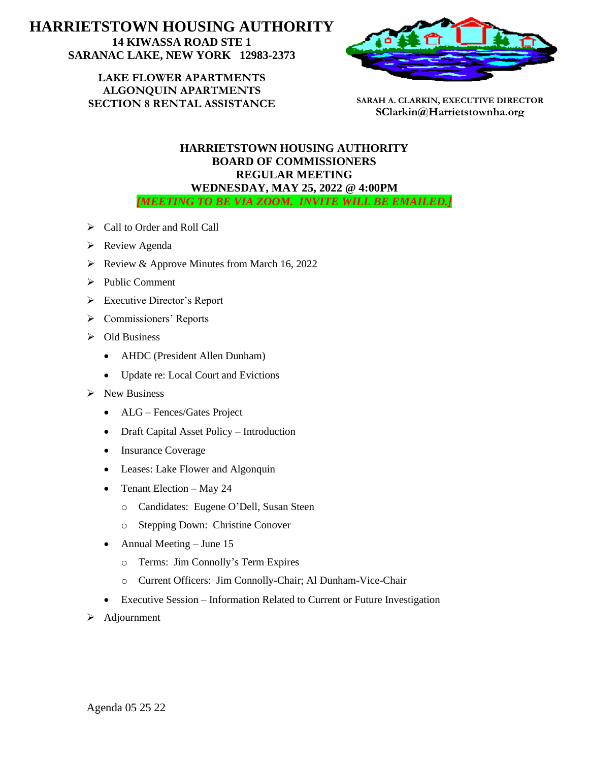# HARRIETSTOWN HOUSING AUTHORITY

**14 KIWASSA ROAD STE 1**
**SARANAC LAKE, NEW YORK 12983-2373**

**LAKE FLOWER APARTMENTS**
**ALGONQUIN APARTMENTS**
**SECTION 8 RENTAL ASSISTANCE**

**SARAH A. CLARKIN, EXECUTIVE DIRECTOR**
**SClarkin@Harrietstownha.org**

**HARRIETSTOWN HOUSING AUTHORITY**
**BOARD OF COMMISSIONERS**
**REGULAR MEETING**
**WEDNESDAY, MAY 25, 2022 @ 4:00PM**
***[MEETING TO BE VIA ZOOM. INVITE WILL BE EMAILED.]***

- Call to Order and Roll Call
- Review Agenda
- Review & Approve Minutes from March 16, 2022
- Public Comment
- Executive Director's Report
- Commissioners' Reports
- Old Business
  - AHDC (President Allen Dunham)
  - Update re: Local Court and Evictions
- New Business
  - ALG – Fences/Gates Project
  - Draft Capital Asset Policy – Introduction
  - Insurance Coverage
  - Leases: Lake Flower and Algonquin
  - Tenant Election – May 24
    - Candidates: Eugene O'Dell, Susan Steen
    - Stepping Down: Christine Conover
  - Annual Meeting – June 15
    - Terms: Jim Connolly's Term Expires
    - Current Officers: Jim Connolly-Chair; Al Dunham-Vice-Chair
  - Executive Session – Information Related to Current or Future Investigation
- Adjournment

Agenda 05 25 22